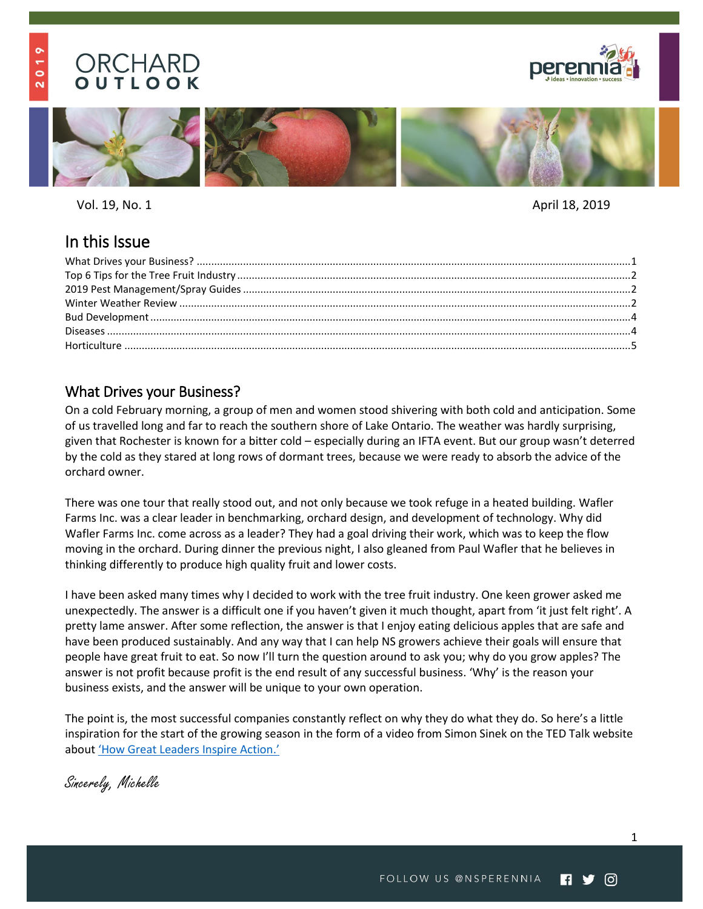# ORCHARD OUTLOOK

Vol. 19, No. 1

April 18, 2019

## In this Issue

What Drives your Business? ....1
Top 6 Tips for the Tree Fruit Industry ....2
2019 Pest Management/Spray Guides ....2
Winter Weather Review ....2
Bud Development ....4
Diseases ....4
Horticulture ....5

## What Drives your Business?

On a cold February morning, a group of men and women stood shivering with both cold and anticipation. Some of us travelled long and far to reach the southern shore of Lake Ontario. The weather was hardly surprising, given that Rochester is known for a bitter cold – especially during an IFTA event. But our group wasn't deterred by the cold as they stared at long rows of dormant trees, because we were ready to absorb the advice of the orchard owner.

There was one tour that really stood out, and not only because we took refuge in a heated building. Wafler Farms Inc. was a clear leader in benchmarking, orchard design, and development of technology. Why did Wafler Farms Inc. come across as a leader? They had a goal driving their work, which was to keep the flow moving in the orchard. During dinner the previous night, I also gleaned from Paul Wafler that he believes in thinking differently to produce high quality fruit and lower costs.

I have been asked many times why I decided to work with the tree fruit industry. One keen grower asked me unexpectedly. The answer is a difficult one if you haven't given it much thought, apart from 'it just felt right'. A pretty lame answer. After some reflection, the answer is that I enjoy eating delicious apples that are safe and have been produced sustainably. And any way that I can help NS growers achieve their goals will ensure that people have great fruit to eat. So now I'll turn the question around to ask you; why do you grow apples? The answer is not profit because profit is the end result of any successful business. 'Why' is the reason your business exists, and the answer will be unique to your own operation.

The point is, the most successful companies constantly reflect on why they do what they do. So here's a little inspiration for the start of the growing season in the form of a video from Simon Sinek on the TED Talk website about 'How Great Leaders Inspire Action.'

*Sincerely, Michelle*

FOLLOW US @NSPERENNIA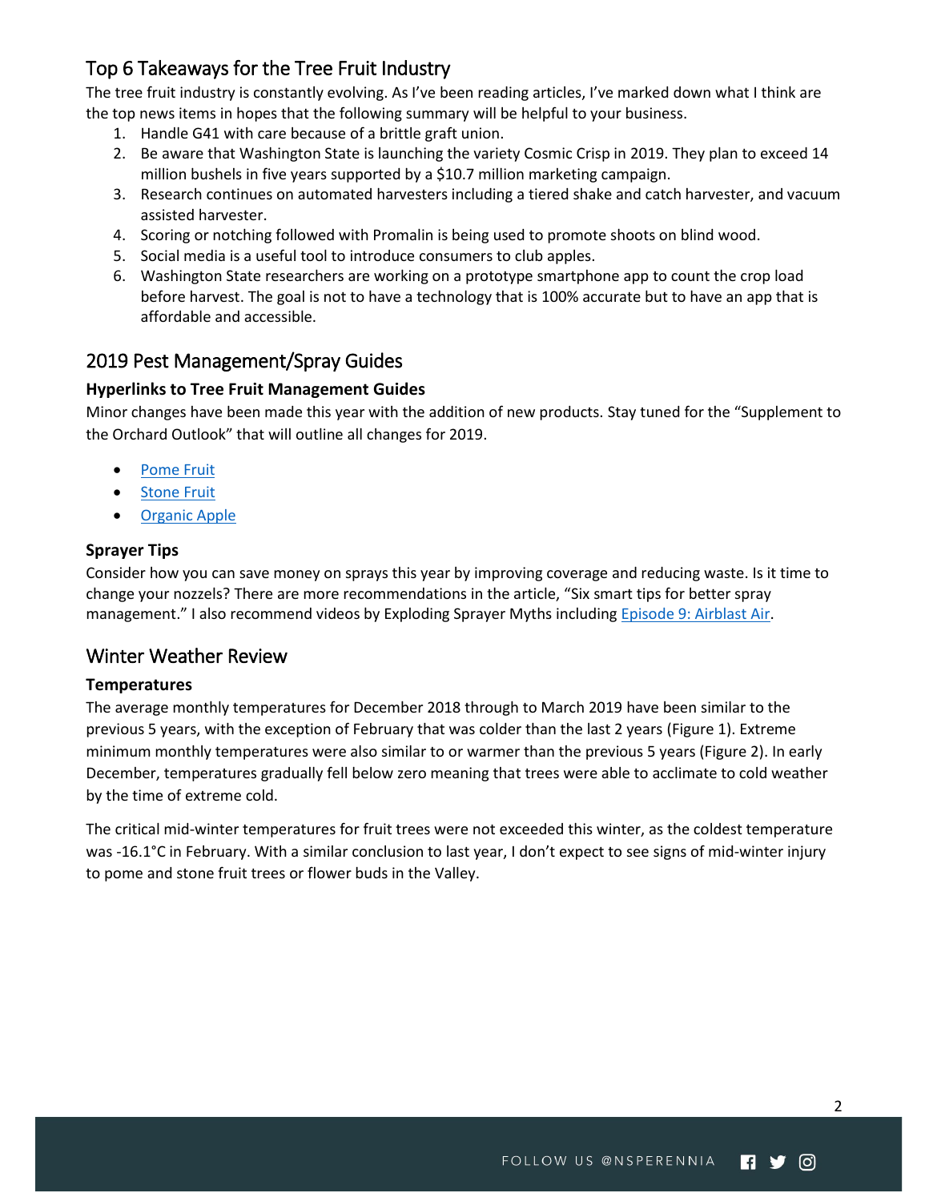## Top 6 Takeaways for the Tree Fruit Industry

The tree fruit industry is constantly evolving. As I've been reading articles, I've marked down what I think are the top news items in hopes that the following summary will be helpful to your business.

1. Handle G41 with care because of a brittle graft union.
2. Be aware that Washington State is launching the variety Cosmic Crisp in 2019. They plan to exceed 14 million bushels in five years supported by a $10.7 million marketing campaign.
3. Research continues on automated harvesters including a tiered shake and catch harvester, and vacuum assisted harvester.
4. Scoring or notching followed with Promalin is being used to promote shoots on blind wood.
5. Social media is a useful tool to introduce consumers to club apples.
6. Washington State researchers are working on a prototype smartphone app to count the crop load before harvest. The goal is not to have a technology that is 100% accurate but to have an app that is affordable and accessible.

## 2019 Pest Management/Spray Guides

### Hyperlinks to Tree Fruit Management Guides

Minor changes have been made this year with the addition of new products. Stay tuned for the "Supplement to the Orchard Outlook" that will outline all changes for 2019.

- Pome Fruit
- Stone Fruit
- Organic Apple

### Sprayer Tips

Consider how you can save money on sprays this year by improving coverage and reducing waste. Is it time to change your nozzels? There are more recommendations in the article, "Six smart tips for better spray management." I also recommend videos by Exploding Sprayer Myths including Episode 9: Airblast Air.

## Winter Weather Review

### Temperatures

The average monthly temperatures for December 2018 through to March 2019 have been similar to the previous 5 years, with the exception of February that was colder than the last 2 years (Figure 1). Extreme minimum monthly temperatures were also similar to or warmer than the previous 5 years (Figure 2). In early December, temperatures gradually fell below zero meaning that trees were able to acclimate to cold weather by the time of extreme cold.

The critical mid-winter temperatures for fruit trees were not exceeded this winter, as the coldest temperature was -16.1°C in February. With a similar conclusion to last year, I don't expect to see signs of mid-winter injury to pome and stone fruit trees or flower buds in the Valley.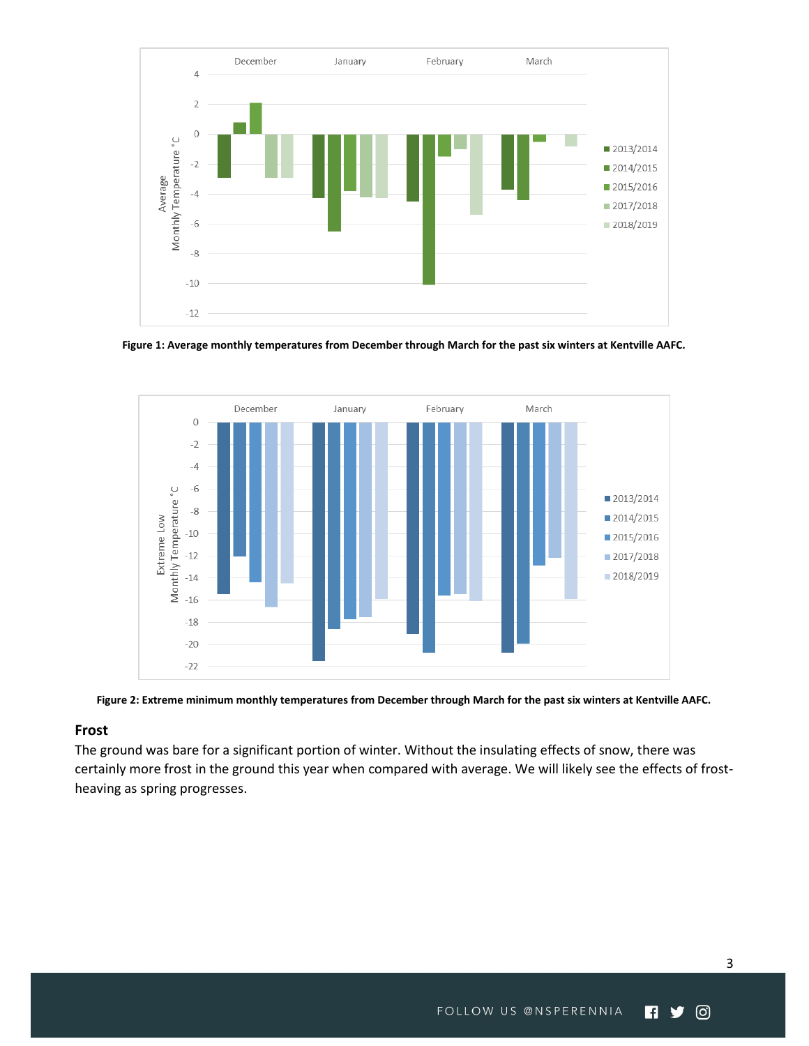Figure 1: Average monthly temperatures from December through March for the past six winters at Kentville AAFC.

Figure 2: Extreme minimum monthly temperatures from December through March for the past six winters at Kentville AAFC.

## Frost

The ground was bare for a significant portion of winter. Without the insulating effects of snow, there was certainly more frost in the ground this year when compared with average. We will likely see the effects of frost-heaving as spring progresses.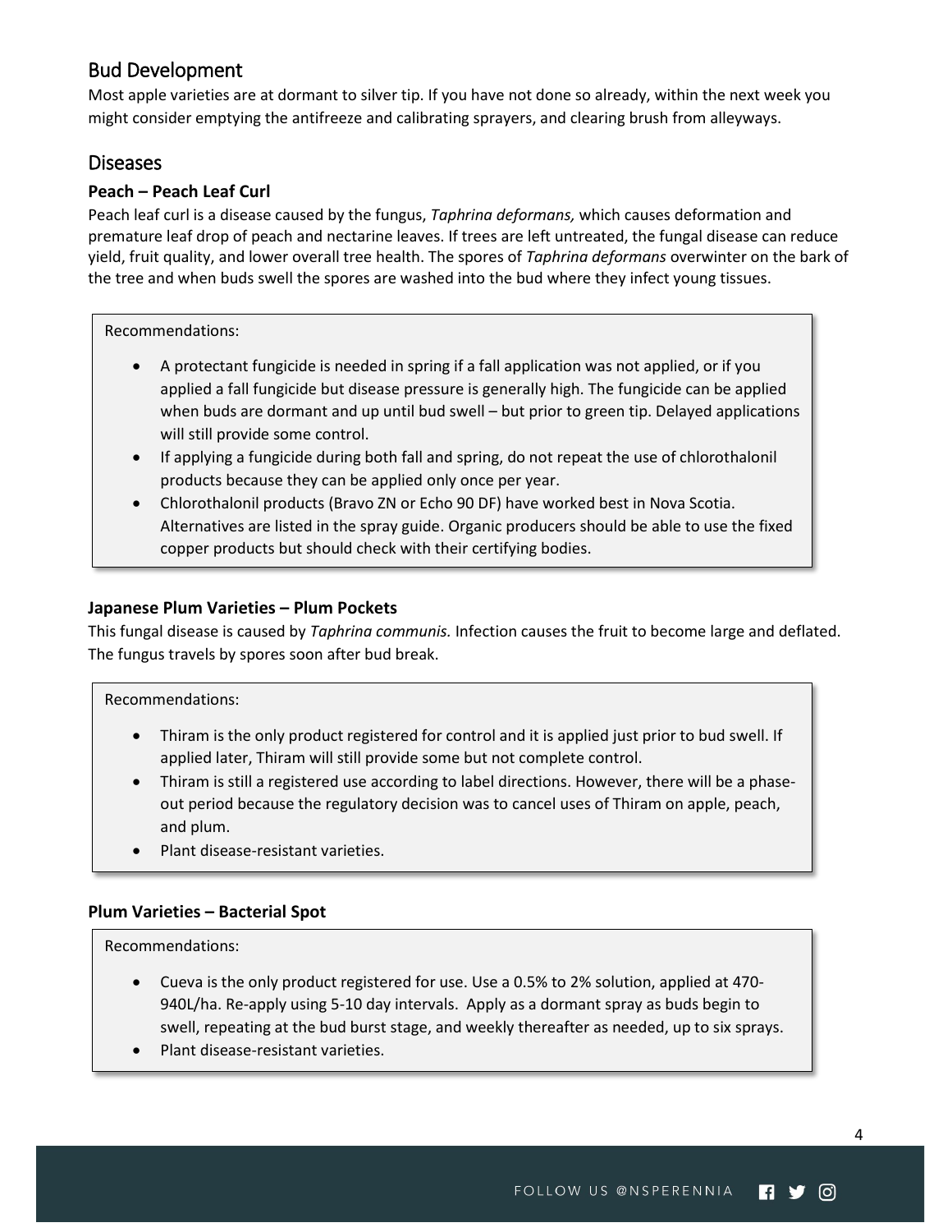## Bud Development

Most apple varieties are at dormant to silver tip. If you have not done so already, within the next week you might consider emptying the antifreeze and calibrating sprayers, and clearing brush from alleyways.

## Diseases

### Peach – Peach Leaf Curl

Peach leaf curl is a disease caused by the fungus, *Taphrina deformans,* which causes deformation and premature leaf drop of peach and nectarine leaves. If trees are left untreated, the fungal disease can reduce yield, fruit quality, and lower overall tree health. The spores of *Taphrina deformans* overwinter on the bark of the tree and when buds swell the spores are washed into the bud where they infect young tissues.

Recommendations:

- A protectant fungicide is needed in spring if a fall application was not applied, or if you applied a fall fungicide but disease pressure is generally high. The fungicide can be applied when buds are dormant and up until bud swell – but prior to green tip. Delayed applications will still provide some control.
- If applying a fungicide during both fall and spring, do not repeat the use of chlorothalonil products because they can be applied only once per year.
- Chlorothalonil products (Bravo ZN or Echo 90 DF) have worked best in Nova Scotia. Alternatives are listed in the spray guide. Organic producers should be able to use the fixed copper products but should check with their certifying bodies.

### Japanese Plum Varieties – Plum Pockets

This fungal disease is caused by *Taphrina communis.* Infection causes the fruit to become large and deflated. The fungus travels by spores soon after bud break.

Recommendations:

- Thiram is the only product registered for control and it is applied just prior to bud swell. If applied later, Thiram will still provide some but not complete control.
- Thiram is still a registered use according to label directions. However, there will be a phase-out period because the regulatory decision was to cancel uses of Thiram on apple, peach, and plum.
- Plant disease-resistant varieties.

### Plum Varieties – Bacterial Spot

Recommendations:

- Cueva is the only product registered for use. Use a 0.5% to 2% solution, applied at 470-940L/ha. Re-apply using 5-10 day intervals. Apply as a dormant spray as buds begin to swell, repeating at the bud burst stage, and weekly thereafter as needed, up to six sprays.
- Plant disease-resistant varieties.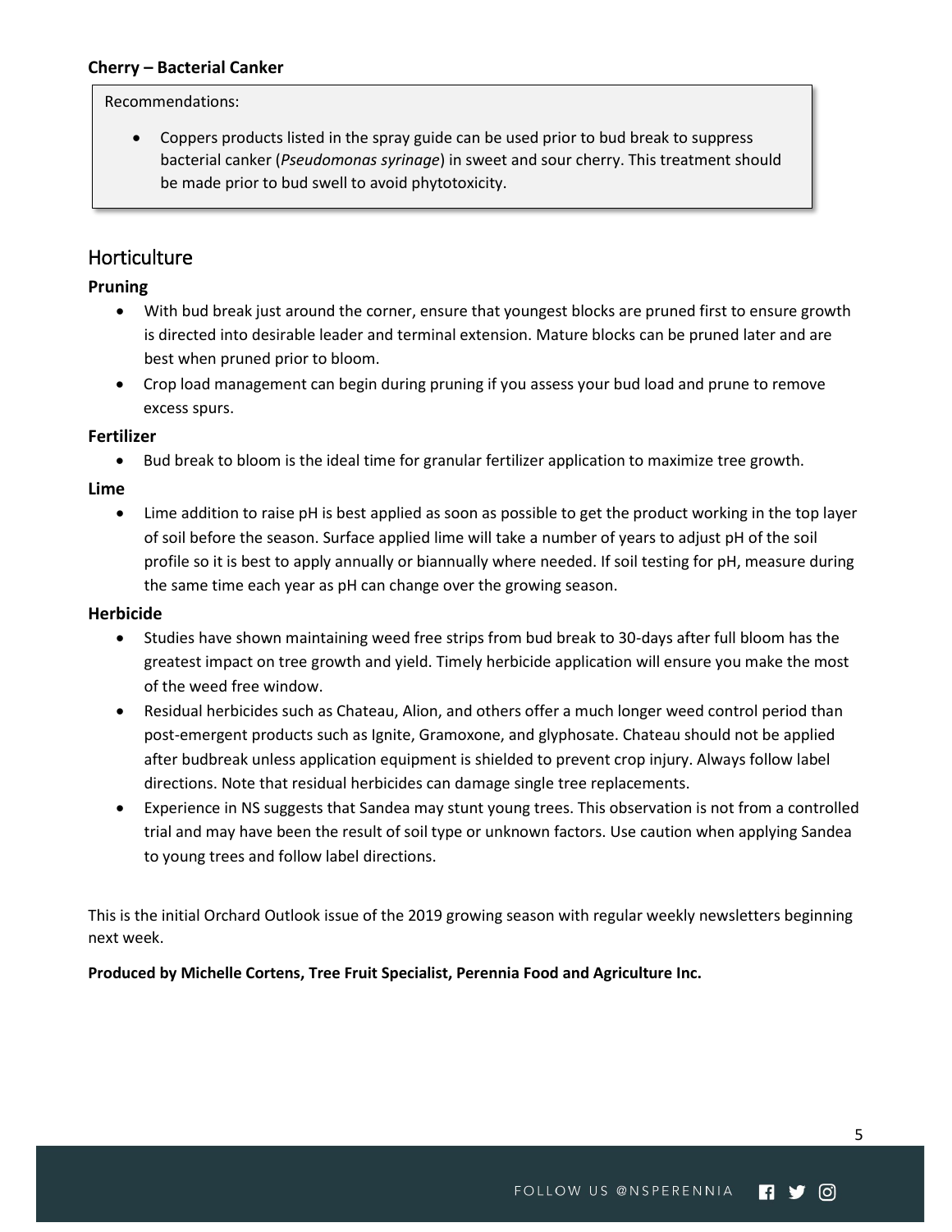**Cherry – Bacterial Canker**

Recommendations:

- Coppers products listed in the spray guide can be used prior to bud break to suppress bacterial canker (*Pseudomonas syrinage*) in sweet and sour cherry. This treatment should be made prior to bud swell to avoid phytotoxicity.

## Horticulture

### Pruning

- With bud break just around the corner, ensure that youngest blocks are pruned first to ensure growth is directed into desirable leader and terminal extension. Mature blocks can be pruned later and are best when pruned prior to bloom.
- Crop load management can begin during pruning if you assess your bud load and prune to remove excess spurs.

### Fertilizer

- Bud break to bloom is the ideal time for granular fertilizer application to maximize tree growth.

### Lime

- Lime addition to raise pH is best applied as soon as possible to get the product working in the top layer of soil before the season. Surface applied lime will take a number of years to adjust pH of the soil profile so it is best to apply annually or biannually where needed. If soil testing for pH, measure during the same time each year as pH can change over the growing season.

### Herbicide

- Studies have shown maintaining weed free strips from bud break to 30-days after full bloom has the greatest impact on tree growth and yield. Timely herbicide application will ensure you make the most of the weed free window.
- Residual herbicides such as Chateau, Alion, and others offer a much longer weed control period than post-emergent products such as Ignite, Gramoxone, and glyphosate. Chateau should not be applied after budbreak unless application equipment is shielded to prevent crop injury. Always follow label directions. Note that residual herbicides can damage single tree replacements.
- Experience in NS suggests that Sandea may stunt young trees. This observation is not from a controlled trial and may have been the result of soil type or unknown factors. Use caution when applying Sandea to young trees and follow label directions.

This is the initial Orchard Outlook issue of the 2019 growing season with regular weekly newsletters beginning next week.

**Produced by Michelle Cortens, Tree Fruit Specialist, Perennia Food and Agriculture Inc.**

FOLLOW US @NSPERENNIA